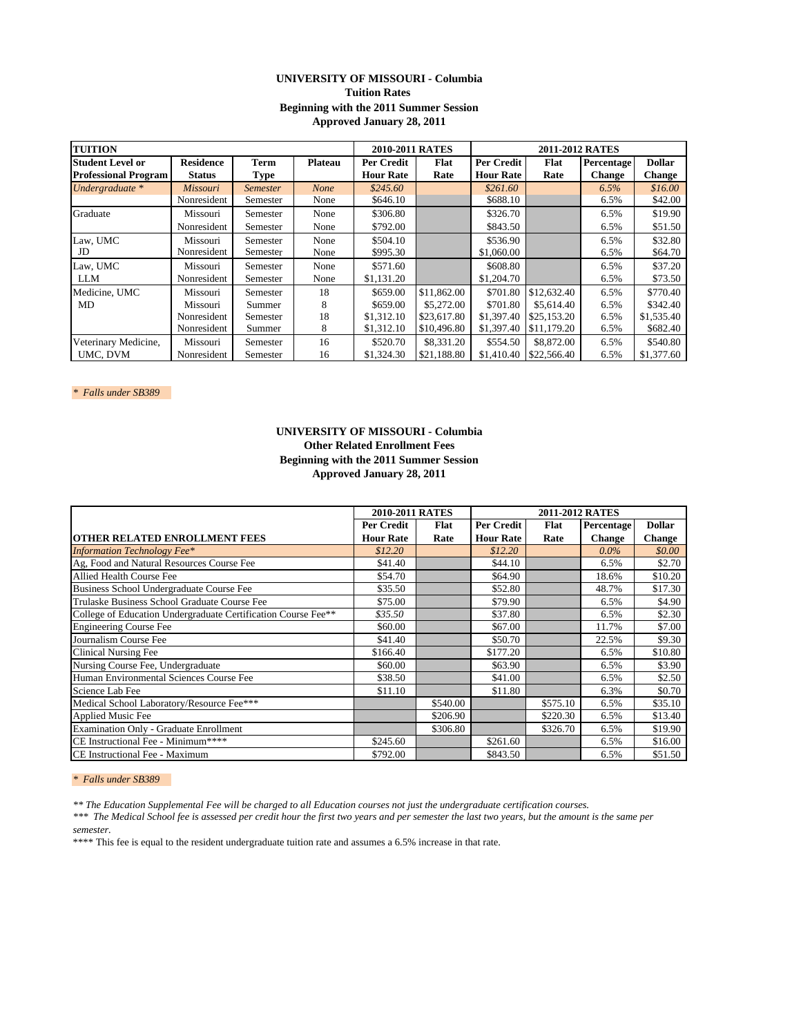**UNIVERSITY OF MISSOURI - Columbia**
**Tuition Rates**
**Beginning with the 2011 Summer Session**
**Approved January 28, 2011**

| TUITION | | | | 2010-2011 RATES | | 2011-2012 RATES | | | |
|---|---|---|---|---|---|---|---|---|---|
| Student Level or Professional Program | Residence Status | Term Type | Plateau | Per Credit Hour Rate | Flat Rate | Per Credit Hour Rate | Flat Rate | Percentage Change | Dollar Change |
| *Undergraduate \** | *Missouri* | *Semester* | *None* | *$245.60* | | *$261.60* | | *6.5%* | *$16.00* |
| | Nonresident | Semester | None | $646.10 | | $688.10 | | 6.5% | $42.00 |
| Graduate | Missouri | Semester | None | $306.80 | | $326.70 | | 6.5% | $19.90 |
| | Nonresident | Semester | None | $792.00 | | $843.50 | | 6.5% | $51.50 |
| Law, UMC | Missouri | Semester | None | $504.10 | | $536.90 | | 6.5% | $32.80 |
| JD | Nonresident | Semester | None | $995.30 | | $1,060.00 | | 6.5% | $64.70 |
| Law, UMC | Missouri | Semester | None | $571.60 | | $608.80 | | 6.5% | $37.20 |
| LLM | Nonresident | Semester | None | $1,131.20 | | $1,204.70 | | 6.5% | $73.50 |
| Medicine, UMC | Missouri | Semester | 18 | $659.00 | $11,862.00 | $701.80 | $12,632.40 | 6.5% | $770.40 |
| MD | Missouri | Summer | 8 | $659.00 | $5,272.00 | $701.80 | $5,614.40 | 6.5% | $342.40 |
| | Nonresident | Semester | 18 | $1,312.10 | $23,617.80 | $1,397.40 | $25,153.20 | 6.5% | $1,535.40 |
| | Nonresident | Summer | 8 | $1,312.10 | $10,496.80 | $1,397.40 | $11,179.20 | 6.5% | $682.40 |
| Veterinary Medicine, | Missouri | Semester | 16 | $520.70 | $8,331.20 | $554.50 | $8,872.00 | 6.5% | $540.80 |
| UMC, DVM | Nonresident | Semester | 16 | $1,324.30 | $21,188.80 | $1,410.40 | $22,566.40 | 6.5% | $1,377.60 |

*\* Falls under SB389*

**UNIVERSITY OF MISSOURI - Columbia**
**Other Related Enrollment Fees**
**Beginning with the 2011 Summer Session**
**Approved January 28, 2011**

| | 2010-2011 RATES | | 2011-2012 RATES | | | |
|---|---|---|---|---|---|---|
| OTHER RELATED ENROLLMENT FEES | Per Credit Hour Rate | Flat Rate | Per Credit Hour Rate | Flat Rate | Percentage Change | Dollar Change |
| *Information Technology Fee\** | *$12.20* | | *$12.20* | | *0.0%* | *$0.00* |
| Ag, Food and Natural Resources Course Fee | $41.40 | | $44.10 | | 6.5% | $2.70 |
| Allied Health Course Fee | $54.70 | | $64.90 | | 18.6% | $10.20 |
| Business School Undergraduate Course Fee | $35.50 | | $52.80 | | 48.7% | $17.30 |
| Trulaske Business School Graduate Course Fee | $75.00 | | $79.90 | | 6.5% | $4.90 |
| College of Education Undergraduate Certification Course Fee** | *$35.50* | | $37.80 | | 6.5% | $2.30 |
| Engineering Course Fee | $60.00 | | $67.00 | | 11.7% | $7.00 |
| Journalism Course Fee | $41.40 | | $50.70 | | 22.5% | $9.30 |
| Clinical Nursing Fee | $166.40 | | $177.20 | | 6.5% | $10.80 |
| Nursing Course Fee, Undergraduate | $60.00 | | $63.90 | | 6.5% | $3.90 |
| Human Environmental Sciences Course Fee | $38.50 | | $41.00 | | 6.5% | $2.50 |
| Science Lab Fee | $11.10 | | $11.80 | | 6.3% | $0.70 |
| Medical School Laboratory/Resource Fee*** | | $540.00 | | $575.10 | 6.5% | $35.10 |
| Applied Music Fee | | $206.90 | | $220.30 | 6.5% | $13.40 |
| Examination Only - Graduate Enrollment | | $306.80 | | $326.70 | 6.5% | $19.90 |
| CE Instructional Fee - Minimum**** | $245.60 | | $261.60 | | 6.5% | $16.00 |
| CE Instructional Fee - Maximum | $792.00 | | $843.50 | | 6.5% | $51.50 |

*\* Falls under SB389*

*\*\* The Education Supplemental Fee will be charged to all Education courses not just the undergraduate certification courses.*

*\*\*\* The Medical School fee is assessed per credit hour the first two years and per semester the last two years, but the amount is the same per semester.*

**** This fee is equal to the resident undergraduate tuition rate and assumes a 6.5% increase in that rate.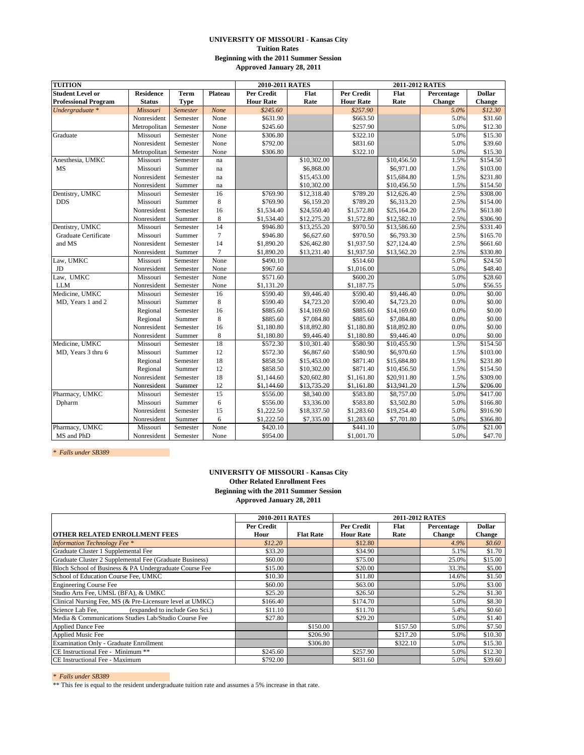**UNIVERSITY OF MISSOURI - Kansas City**
**Tuition Rates**
**Beginning with the 2011 Summer Session**
**Approved January 28, 2011**

| TUITION | | | | 2010-2011 RATES | | 2011-2012 RATES | | | |
|---|---|---|---|---|---|---|---|---|---|
| Student Level or Professional Program | Residence Status | Term Type | Plateau | Per Credit Hour Rate | Flat Rate | Per Credit Hour Rate | Flat Rate | Percentage Change | Dollar Change |
| *Undergraduate \** | *Missouri* | *Semester* | *None* | *$245.60* | | *$257.90* | | *5.0%* | *$12.30* |
| | Nonresident | Semester | None | $631.90 | | $663.50 | | 5.0% | $31.60 |
| | Metropolitan | Semester | None | $245.60 | | $257.90 | | 5.0% | $12.30 |
| Graduate | Missouri | Semester | None | $306.80 | | $322.10 | | 5.0% | $15.30 |
| | Nonresident | Semester | None | $792.00 | | $831.60 | | 5.0% | $39.60 |
| | Metropolitan | Semester | None | $306.80 | | $322.10 | | 5.0% | $15.30 |
| Anesthesia, UMKC | Missouri | Semester | na | | $10,302.00 | | $10,456.50 | 1.5% | $154.50 |
| MS | Missouri | Summer | na | | $6,868.00 | | $6,971.00 | 1.5% | $103.00 |
| | Nonresident | Semester | na | | $15,453.00 | | $15,684.80 | 1.5% | $231.80 |
| | Nonresident | Summer | na | | $10,302.00 | | $10,456.50 | 1.5% | $154.50 |
| Dentistry, UMKC | Missouri | Semester | 16 | $769.90 | $12,318.40 | $789.20 | $12,626.40 | 2.5% | $308.00 |
| DDS | Missouri | Summer | 8 | $769.90 | $6,159.20 | $789.20 | $6,313.20 | 2.5% | $154.00 |
| | Nonresident | Semester | 16 | $1,534.40 | $24,550.40 | $1,572.80 | $25,164.20 | 2.5% | $613.80 |
| | Nonresident | Summer | 8 | $1,534.40 | $12,275.20 | $1,572.80 | $12,582.10 | 2.5% | $306.90 |
| Dentistry, UMKC | Missouri | Semester | 14 | $946.80 | $13,255.20 | $970.50 | $13,586.60 | 2.5% | $331.40 |
| Graduate Certificate | Missouri | Summer | 7 | $946.80 | $6,627.60 | $970.50 | $6,793.30 | 2.5% | $165.70 |
| and MS | Nonresident | Semester | 14 | $1,890.20 | $26,462.80 | $1,937.50 | $27,124.40 | 2.5% | $661.60 |
| | Nonresident | Summer | 7 | $1,890.20 | $13,231.40 | $1,937.50 | $13,562.20 | 2.5% | $330.80 |
| Law, UMKC | Missouri | Semester | None | $490.10 | | $514.60 | | 5.0% | $24.50 |
| JD | Nonresident | Semester | None | $967.60 | | $1,016.00 | | 5.0% | $48.40 |
| Law, UMKC | Missouri | Semester | None | $571.60 | | $600.20 | | 5.0% | $28.60 |
| LLM | Nonresident | Semester | None | $1,131.20 | | $1,187.75 | | 5.0% | $56.55 |
| Medicine, UMKC | Missouri | Semester | 16 | $590.40 | $9,446.40 | $590.40 | $9,446.40 | 0.0% | $0.00 |
| MD, Years 1 and 2 | Missouri | Summer | 8 | $590.40 | $4,723.20 | $590.40 | $4,723.20 | 0.0% | $0.00 |
| | Regional | Semester | 16 | $885.60 | $14,169.60 | $885.60 | $14,169.60 | 0.0% | $0.00 |
| | Regional | Summer | 8 | $885.60 | $7,084.80 | $885.60 | $7,084.80 | 0.0% | $0.00 |
| | Nonresident | Semester | 16 | $1,180.80 | $18,892.80 | $1,180.80 | $18,892.80 | 0.0% | $0.00 |
| | Nonresident | Summer | 8 | $1,180.80 | $9,446.40 | $1,180.80 | $9,446.40 | 0.0% | $0.00 |
| Medicine, UMKC | Missouri | Semester | 18 | $572.30 | $10,301.40 | $580.90 | $10,455.90 | 1.5% | $154.50 |
| MD, Years 3 thru 6 | Missouri | Summer | 12 | $572.30 | $6,867.60 | $580.90 | $6,970.60 | 1.5% | $103.00 |
| | Regional | Semester | 18 | $858.50 | $15,453.00 | $871.40 | $15,684.80 | 1.5% | $231.80 |
| | Regional | Summer | 12 | $858.50 | $10,302.00 | $871.40 | $10,456.50 | 1.5% | $154.50 |
| | Nonresident | Semester | 18 | $1,144.60 | $20,602.80 | $1,161.80 | $20,911.80 | 1.5% | $309.00 |
| | Nonresident | Summer | 12 | $1,144.60 | $13,735.20 | $1,161.80 | $13,941.20 | 1.5% | $206.00 |
| Pharmacy, UMKC | Missouri | Semester | 15 | $556.00 | $8,340.00 | $583.80 | $8,757.00 | 5.0% | $417.00 |
| Dpharm | Missouri | Summer | 6 | $556.00 | $3,336.00 | $583.80 | $3,502.80 | 5.0% | $166.80 |
| | Nonresident | Semester | 15 | $1,222.50 | $18,337.50 | $1,283.60 | $19,254.40 | 5.0% | $916.90 |
| | Nonresident | Summer | 6 | $1,222.50 | $7,335.00 | $1,283.60 | $7,701.80 | 5.0% | $366.80 |
| Pharmacy, UMKC | Missouri | Semester | None | $420.10 | | $441.10 | | 5.0% | $21.00 |
| MS and PhD | Nonresident | Semester | None | $954.00 | | $1,001.70 | | 5.0% | $47.70 |

*\* Falls under SB389*

**UNIVERSITY OF MISSOURI - Kansas City**
**Other Related Enrollment Fees**
**Beginning with the 2011 Summer Session**
**Approved January 28, 2011**

| | 2010-2011 RATES | | 2011-2012 RATES | | | |
|---|---|---|---|---|---|---|
| OTHER RELATED ENROLLMENT FEES | Per Credit Hour | Flat Rate | Per Credit Hour Rate | Flat Rate | Percentage Change | Dollar Change |
| *Information Technology Fee \** | *$12.20* | | $12.80 | | *4.9%* | *$0.60* |
| Graduate Cluster 1 Supplemental Fee | $33.20 | | $34.90 | | 5.1% | $1.70 |
| Graduate Cluster 2 Supplemental Fee (Graduate Business) | $60.00 | | $75.00 | | 25.0% | $15.00 |
| Bloch School of Business & PA Undergraduate Course Fee | $15.00 | | $20.00 | | 33.3% | $5.00 |
| School of Education Course Fee, UMKC | $10.30 | | $11.80 | | 14.6% | $1.50 |
| Engineering Course Fee | $60.00 | | $63.00 | | 5.0% | $3.00 |
| Studio Arts Fee, UMSL (BFA), & UMKC | $25.20 | | $26.50 | | 5.2% | $1.30 |
| Clinical Nursing Fee, MS (& Pre-Licensure level at UMKC) | $166.40 | | $174.70 | | 5.0% | $8.30 |
| Science Lab Fee, (expanded to include Geo Sci.) | $11.10 | | $11.70 | | 5.4% | $0.60 |
| Media & Communications Studies Lab/Studio Course Fee | $27.80 | | $29.20 | | 5.0% | $1.40 |
| Applied Dance Fee | | $150.00 | | $157.50 | 5.0% | $7.50 |
| Applied Music Fee | | $206.90 | | $217.20 | 5.0% | $10.30 |
| Examination Only - Graduate Enrollment | | $306.80 | | $322.10 | 5.0% | $15.30 |
| CE Instructional Fee - Minimum \*\* | $245.60 | | $257.90 | | 5.0% | $12.30 |
| CE Instructional Fee - Maximum | $792.00 | | $831.60 | | 5.0% | $39.60 |

*\* Falls under SB389*

\*\* This fee is equal to the resident undergraduate tuition rate and assumes a 5% increase in that rate.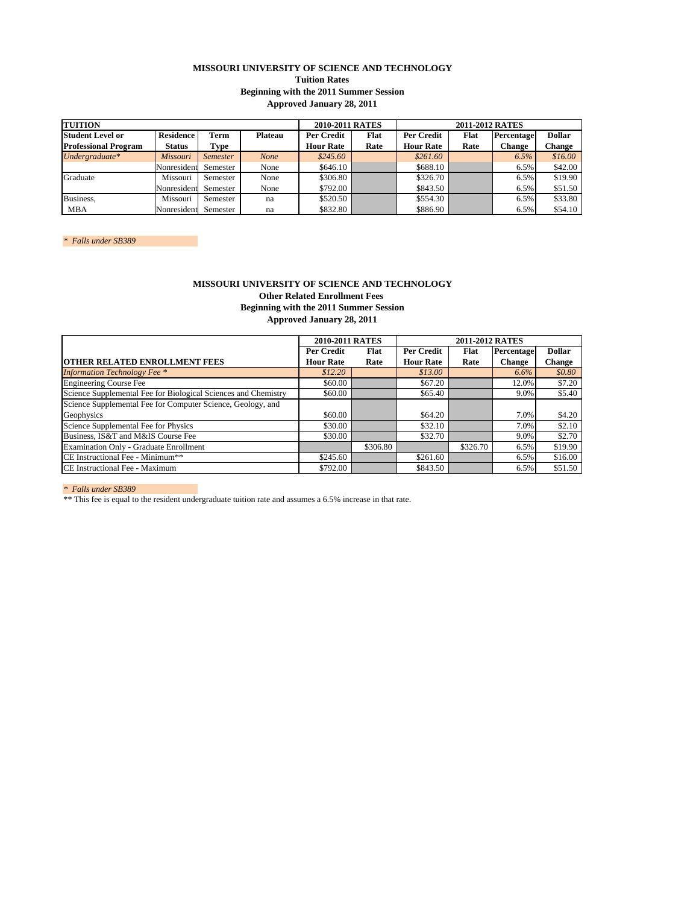**MISSOURI UNIVERSITY OF SCIENCE AND TECHNOLOGY**
**Tuition Rates**
**Beginning with the 2011 Summer Session**
**Approved January 28, 2011**

| **TUITION** | | | | **2010-2011 RATES** | | **2011-2012 RATES** | | | |
|---|---|---|---|---|---|---|---|---|---|
| **Student Level or Professional Program** | **Residence Status** | **Term Type** | **Plateau** | **Per Credit Hour Rate** | **Flat Rate** | **Per Credit Hour Rate** | **Flat Rate** | **Percentage Change** | **Dollar Change** |
| *Undergraduate** | *Missouri* | *Semester* | *None* | *$245.60* | | *$261.60* | | *6.5%* | *$16.00* |
| | Nonresident | Semester | None | $646.10 | | $688.10 | | 6.5% | $42.00 |
| Graduate | Missouri | Semester | None | $306.80 | | $326.70 | | 6.5% | $19.90 |
| | Nonresident | Semester | None | $792.00 | | $843.50 | | 6.5% | $51.50 |
| Business, | Missouri | Semester | na | $520.50 | | $554.30 | | 6.5% | $33.80 |
| MBA | Nonresident | Semester | na | $832.80 | | $886.90 | | 6.5% | $54.10 |

*\* Falls under SB389*

**MISSOURI UNIVERSITY OF SCIENCE AND TECHNOLOGY**
**Other Related Enrollment Fees**
**Beginning with the 2011 Summer Session**
**Approved January 28, 2011**

| | **2010-2011 RATES** | | **2011-2012 RATES** | | | |
|---|---|---|---|---|---|---|
| **OTHER RELATED ENROLLMENT FEES** | **Per Credit Hour Rate** | **Flat Rate** | **Per Credit Hour Rate** | **Flat Rate** | **Percentage Change** | **Dollar Change** |
| *Information Technology Fee ** | *$12.20* | | *$13.00* | | *6.6%* | *$0.80* |
| Engineering Course Fee | $60.00 | | $67.20 | | 12.0% | $7.20 |
| Science Supplemental Fee for Biological Sciences and Chemistry | $60.00 | | $65.40 | | 9.0% | $5.40 |
| Science Supplemental Fee for Computer Science, Geology, and Geophysics | $60.00 | | $64.20 | | 7.0% | $4.20 |
| Science Supplemental Fee for Physics | $30.00 | | $32.10 | | 7.0% | $2.10 |
| Business, IS&T and M&IS Course Fee | $30.00 | | $32.70 | | 9.0% | $2.70 |
| Examination Only - Graduate Enrollment | | $306.80 | | $326.70 | 6.5% | $19.90 |
| CE Instructional Fee - Minimum** | $245.60 | | $261.60 | | 6.5% | $16.00 |
| CE Instructional Fee - Maximum | $792.00 | | $843.50 | | 6.5% | $51.50 |

*\* Falls under SB389*

** This fee is equal to the resident undergraduate tuition rate and assumes a 6.5% increase in that rate.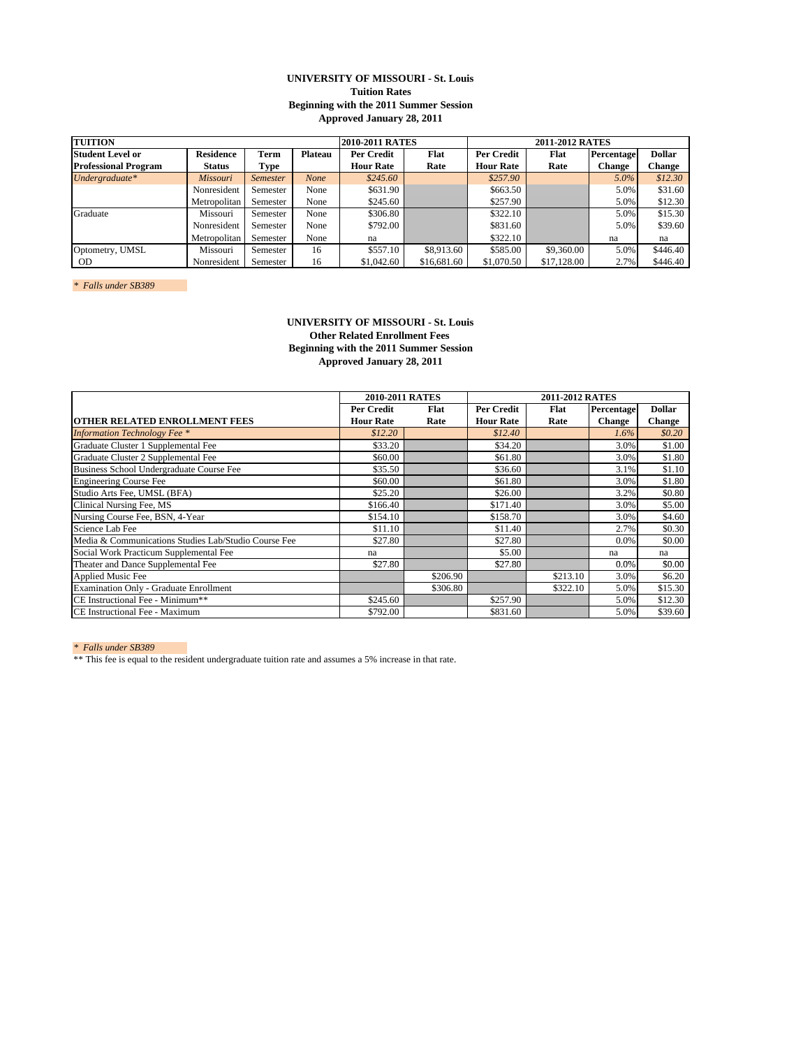**UNIVERSITY OF MISSOURI - St. Louis**
**Tuition Rates**
**Beginning with the 2011 Summer Session**
**Approved January 28, 2011**

| TUITION | | | | 2010-2011 RATES | | 2011-2012 RATES | | | |
|---|---|---|---|---|---|---|---|---|---|
| **Student Level or Professional Program** | **Residence Status** | **Term Type** | **Plateau** | **Per Credit Hour Rate** | **Flat Rate** | **Per Credit Hour Rate** | **Flat Rate** | **Percentage Change** | **Dollar Change** |
| *Undergraduate** | *Missouri* | *Semester* | *None* | *$245.60* | | *$257.90* | | *5.0%* | *$12.30* |
| | Nonresident | Semester | None | $631.90 | | $663.50 | | 5.0% | $31.60 |
| | Metropolitan | Semester | None | $245.60 | | $257.90 | | 5.0% | $12.30 |
| Graduate | Missouri | Semester | None | $306.80 | | $322.10 | | 5.0% | $15.30 |
| | Nonresident | Semester | None | $792.00 | | $831.60 | | 5.0% | $39.60 |
| | Metropolitan | Semester | None | na | | $322.10 | | na | na |
| Optometry, UMSL | Missouri | Semester | 16 | $557.10 | $8,913.60 | $585.00 | $9,360.00 | 5.0% | $446.40 |
| OD | Nonresident | Semester | 16 | $1,042.60 | $16,681.60 | $1,070.50 | $17,128.00 | 2.7% | $446.40 |

*\* Falls under SB389*

**UNIVERSITY OF MISSOURI - St. Louis**
**Other Related Enrollment Fees**
**Beginning with the 2011 Summer Session**
**Approved January 28, 2011**

| | 2010-2011 RATES | | 2011-2012 RATES | | | |
|---|---|---|---|---|---|---|
| **OTHER RELATED ENROLLMENT FEES** | **Per Credit Hour Rate** | **Flat Rate** | **Per Credit Hour Rate** | **Flat Rate** | **Percentage Change** | **Dollar Change** |
| *Information Technology Fee ** | *$12.20* | | *$12.40* | | *1.6%* | *$0.20* |
| Graduate Cluster 1 Supplemental Fee | $33.20 | | $34.20 | | 3.0% | $1.00 |
| Graduate Cluster 2 Supplemental Fee | $60.00 | | $61.80 | | 3.0% | $1.80 |
| Business School Undergraduate Course Fee | $35.50 | | $36.60 | | 3.1% | $1.10 |
| Engineering Course Fee | $60.00 | | $61.80 | | 3.0% | $1.80 |
| Studio Arts Fee, UMSL (BFA) | $25.20 | | $26.00 | | 3.2% | $0.80 |
| Clinical Nursing Fee, MS | $166.40 | | $171.40 | | 3.0% | $5.00 |
| Nursing Course Fee, BSN, 4-Year | $154.10 | | $158.70 | | 3.0% | $4.60 |
| Science Lab Fee | $11.10 | | $11.40 | | 2.7% | $0.30 |
| Media & Communications Studies Lab/Studio Course Fee | $27.80 | | $27.80 | | 0.0% | $0.00 |
| Social Work Practicum Supplemental Fee | na | | $5.00 | | na | na |
| Theater and Dance Supplemental Fee | $27.80 | | $27.80 | | 0.0% | $0.00 |
| Applied Music Fee | | $206.90 | | $213.10 | 3.0% | $6.20 |
| Examination Only - Graduate Enrollment | | $306.80 | | $322.10 | 5.0% | $15.30 |
| CE Instructional Fee - Minimum** | $245.60 | | $257.90 | | 5.0% | $12.30 |
| CE Instructional Fee - Maximum | $792.00 | | $831.60 | | 5.0% | $39.60 |

*\* Falls under SB389*

** This fee is equal to the resident undergraduate tuition rate and assumes a 5% increase in that rate.